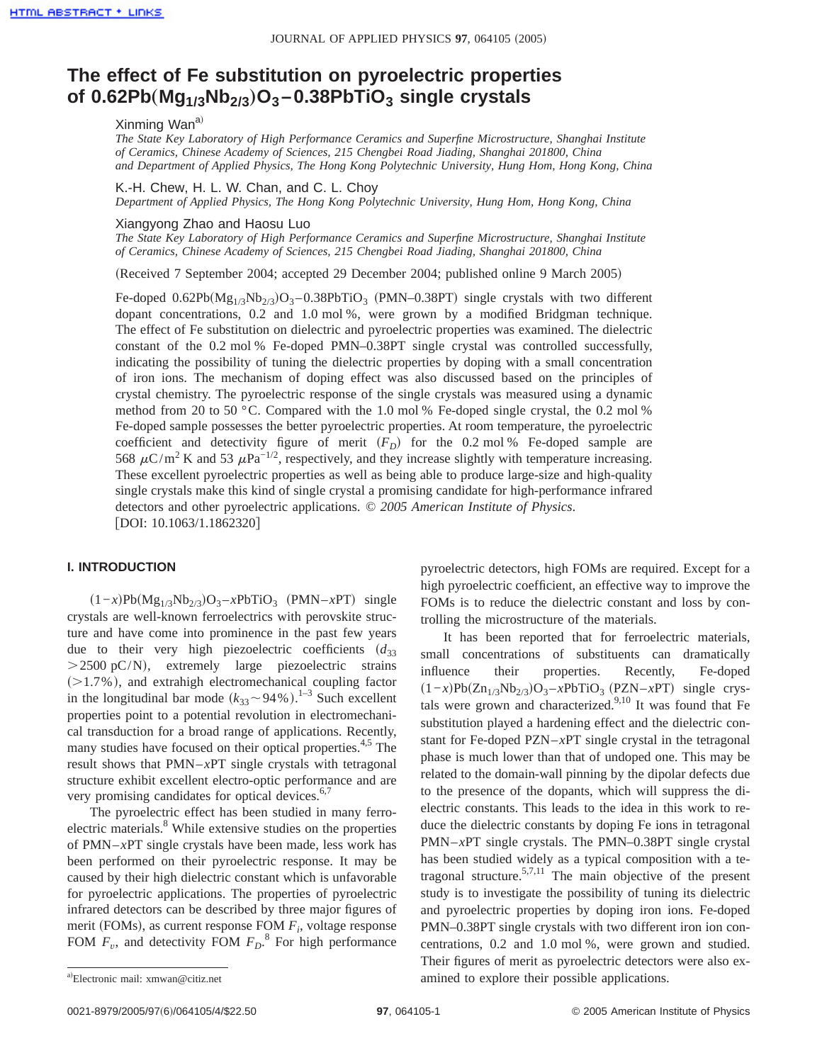# The effect of Fe substitution on pyroelectric properties of $0.62Pb(Mg_{1/3}Nb_{2/3})O_3-0.38PbTiO_3$ single crystals

Xinming Wan[a)]

*The State Key Laboratory of High Performance Ceramics and Superfine Microstructure, Shanghai Institute of Ceramics, Chinese Academy of Sciences, 215 Chengbei Road Jiading, Shanghai 201800, China and Department of Applied Physics, The Hong Kong Polytechnic University, Hung Hom, Hong Kong, China*

K.-H. Chew, H. L. W. Chan, and C. L. Choy

*Department of Applied Physics, The Hong Kong Polytechnic University, Hung Hom, Hong Kong, China*

Xiangyong Zhao and Haosu Luo

*The State Key Laboratory of High Performance Ceramics and Superfine Microstructure, Shanghai Institute of Ceramics, Chinese Academy of Sciences, 215 Chengbei Road Jiading, Shanghai 201800, China*

(Received 7 September 2004; accepted 29 December 2004; published online 9 March 2005)

Fe-doped $0.62Pb(Mg_{1/3}Nb_{2/3})O_3-0.38PbTiO_3$ (PMN–0.38PT) single crystals with two different dopant concentrations, 0.2 and 1.0 mol %, were grown by a modified Bridgman technique. The effect of Fe substitution on dielectric and pyroelectric properties was examined. The dielectric constant of the 0.2 mol % Fe-doped PMN–0.38PT single crystal was controlled successfully, indicating the possibility of tuning the dielectric properties by doping with a small concentration of iron ions. The mechanism of doping effect was also discussed based on the principles of crystal chemistry. The pyroelectric response of the single crystals was measured using a dynamic method from 20 to 50 °C. Compared with the 1.0 mol % Fe-doped single crystal, the 0.2 mol % Fe-doped sample possesses the better pyroelectric properties. At room temperature, the pyroelectric coefficient and detectivity figure of merit ($F_D$) for the 0.2 mol % Fe-doped sample are 568 $\mu C/m^2$ K and 53 $\mu Pa^{-1/2}$, respectively, and they increase slightly with temperature increasing. These excellent pyroelectric properties as well as being able to produce large-size and high-quality single crystals make this kind of single crystal a promising candidate for high-performance infrared detectors and other pyroelectric applications. *© 2005 American Institute of Physics.* [DOI: 10.1063/1.1862320]

## I. INTRODUCTION

$(1-x)Pb(Mg_{1/3}Nb_{2/3})O_3-xPbTiO_3$ (PMN–$x$PT) single crystals are well-known ferroelectrics with perovskite structure and have come into prominence in the past few years due to their very high piezoelectric coefficients ($d_{33}$ $>2500$ pC/N), extremely large piezoelectric strains ($>1.7\%$), and extrahigh electromechanical coupling factor in the longitudinal bar mode ($k_{33}\sim 94\%$).[1–3] Such excellent properties point to a potential revolution in electromechanical transduction for a broad range of applications. Recently, many studies have focused on their optical properties.[4,5] The result shows that PMN–$x$PT single crystals with tetragonal structure exhibit excellent electro-optic performance and are very promising candidates for optical devices.[6,7]

The pyroelectric effect has been studied in many ferroelectric materials.[8] While extensive studies on the properties of PMN–$x$PT single crystals have been made, less work has been performed on their pyroelectric response. It may be caused by their high dielectric constant which is unfavorable for pyroelectric applications. The properties of pyroelectric infrared detectors can be described by three major figures of merit (FOMs), as current response FOM $F_i$, voltage response FOM $F_v$, and detectivity FOM $F_D$.[8] For high performance pyroelectric detectors, high FOMs are required. Except for a high pyroelectric coefficient, an effective way to improve the FOMs is to reduce the dielectric constant and loss by controlling the microstructure of the materials.

It has been reported that for ferroelectric materials, small concentrations of substituents can dramatically influence their properties. Recently, Fe-doped $(1-x)Pb(Zn_{1/3}Nb_{2/3})O_3-xPbTiO_3$ (PZN–$x$PT) single crystals were grown and characterized.[9,10] It was found that Fe substitution played a hardening effect and the dielectric constant for Fe-doped PZN–$x$PT single crystal in the tetragonal phase is much lower than that of undoped one. This may be related to the domain-wall pinning by the dipolar defects due to the presence of the dopants, which will suppress the dielectric constants. This leads to the idea in this work to reduce the dielectric constants by doping Fe ions in tetragonal PMN–$x$PT single crystals. The PMN–0.38PT single crystal has been studied widely as a typical composition with a tetragonal structure.[5,7,11] The main objective of the present study is to investigate the possibility of tuning its dielectric and pyroelectric properties by doping iron ions. Fe-doped PMN–0.38PT single crystals with two different iron ion concentrations, 0.2 and 1.0 mol %, were grown and studied. Their figures of merit as pyroelectric detectors were also examined to explore their possible applications.

[a)]Electronic mail: xmwan@citiz.net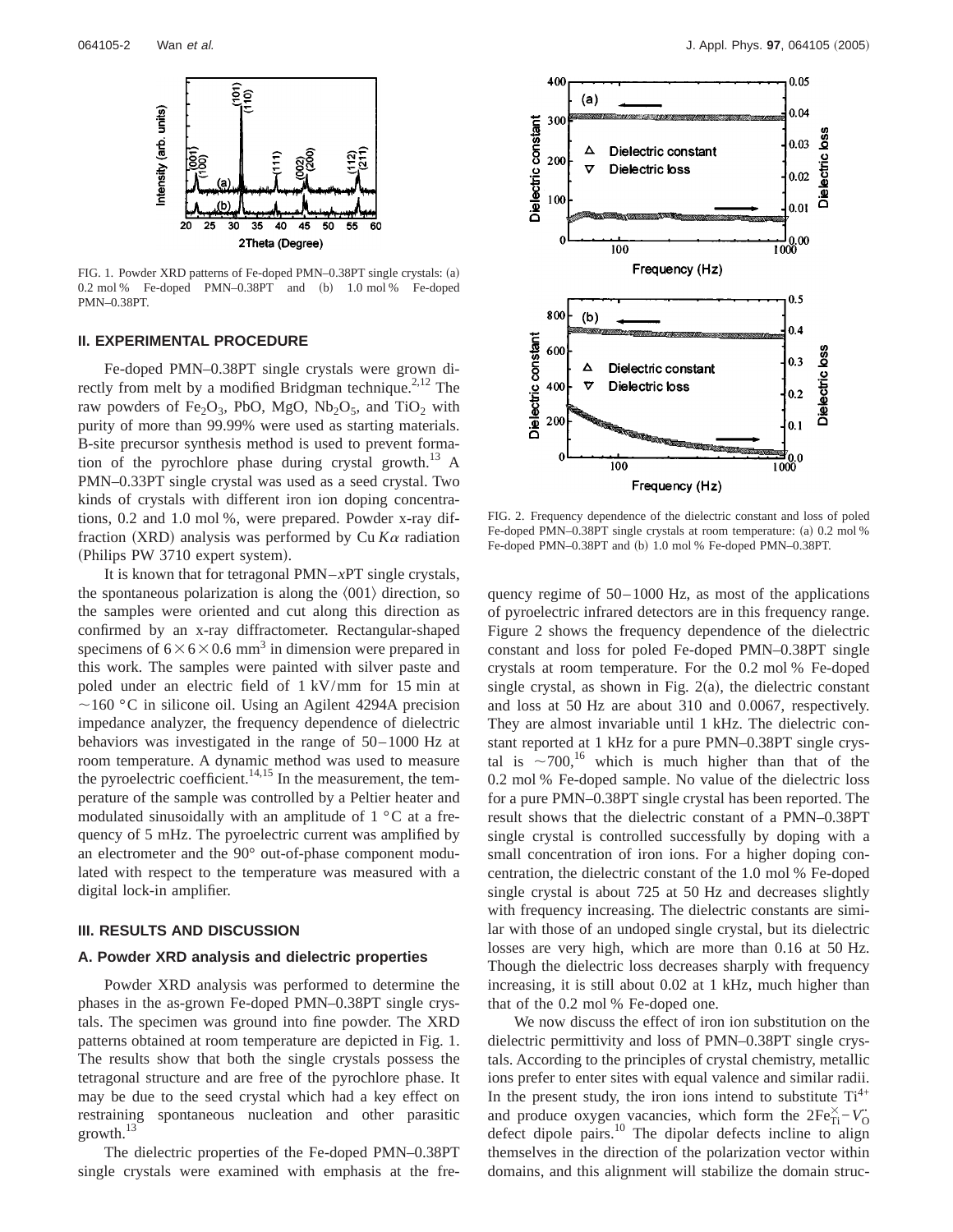FIG. 1. Powder XRD patterns of Fe-doped PMN–0.38PT single crystals: (a) 0.2 mol % Fe-doped PMN–0.38PT and (b) 1.0 mol % Fe-doped PMN–0.38PT.

## II. EXPERIMENTAL PROCEDURE

Fe-doped PMN–0.38PT single crystals were grown directly from melt by a modified Bridgman technique.[2,12] The raw powders of $Fe_2O_3$, PbO, MgO, $Nb_2O_5$, and $TiO_2$ with purity of more than 99.99% were used as starting materials. B-site precursor synthesis method is used to prevent formation of the pyrochlore phase during crystal growth.[13] A PMN–0.33PT single crystal was used as a seed crystal. Two kinds of crystals with different iron ion doping concentrations, 0.2 and 1.0 mol %, were prepared. Powder x-ray diffraction (XRD) analysis was performed by Cu $K\alpha$ radiation (Philips PW 3710 expert system).

It is known that for tetragonal PMN–$x$PT single crystals, the spontaneous polarization is along the $\langle 001 \rangle$ direction, so the samples were oriented and cut along this direction as confirmed by an x-ray diffractometer. Rectangular-shaped specimens of $6 \times 6 \times 0.6$ mm$^3$ in dimension were prepared in this work. The samples were painted with silver paste and poled under an electric field of 1 kV/mm for 15 min at $\sim$160 °C in silicone oil. Using an Agilent 4294A precision impedance analyzer, the frequency dependence of dielectric behaviors was investigated in the range of 50–1000 Hz at room temperature. A dynamic method was used to measure the pyroelectric coefficient.[14,15] In the measurement, the temperature of the sample was controlled by a Peltier heater and modulated sinusoidally with an amplitude of 1 °C at a frequency of 5 mHz. The pyroelectric current was amplified by an electrometer and the 90° out-of-phase component modulated with respect to the temperature was measured with a digital lock-in amplifier.

## III. RESULTS AND DISCUSSION

### A. Powder XRD analysis and dielectric properties

Powder XRD analysis was performed to determine the phases in the as-grown Fe-doped PMN–0.38PT single crystals. The specimen was ground into fine powder. The XRD patterns obtained at room temperature are depicted in Fig. 1. The results show that both the single crystals possess the tetragonal structure and are free of the pyrochlore phase. It may be due to the seed crystal which had a key effect on restraining spontaneous nucleation and other parasitic growth.[13]

The dielectric properties of the Fe-doped PMN–0.38PT single crystals were examined with emphasis at the frequency regime of 50–1000 Hz, as most of the applications of pyroelectric infrared detectors are in this frequency range. Figure 2 shows the frequency dependence of the dielectric constant and loss for poled Fe-doped PMN–0.38PT single crystals at room temperature. For the 0.2 mol % Fe-doped single crystal, as shown in Fig. 2(a), the dielectric constant and loss at 50 Hz are about 310 and 0.0067, respectively. They are almost invariable until 1 kHz. The dielectric constant reported at 1 kHz for a pure PMN–0.38PT single crystal is $\sim$700,[16] which is much higher than that of the 0.2 mol % Fe-doped sample. No value of the dielectric loss for a pure PMN–0.38PT single crystal has been reported. The result shows that the dielectric constant of a PMN–0.38PT single crystal is controlled successfully by doping with a small concentration of iron ions. For a higher doping concentration, the dielectric constant of the 1.0 mol % Fe-doped single crystal is about 725 at 50 Hz and decreases slightly with frequency increasing. The dielectric constants are similar with those of an undoped single crystal, but its dielectric losses are very high, which are more than 0.16 at 50 Hz. Though the dielectric loss decreases sharply with frequency increasing, it is still about 0.02 at 1 kHz, much higher than that of the 0.2 mol % Fe-doped one.

FIG. 2. Frequency dependence of the dielectric constant and loss of poled Fe-doped PMN–0.38PT single crystals at room temperature: (a) 0.2 mol % Fe-doped PMN–0.38PT and (b) 1.0 mol % Fe-doped PMN–0.38PT.

We now discuss the effect of iron ion substitution on the dielectric permittivity and loss of PMN–0.38PT single crystals. According to the principles of crystal chemistry, metallic ions prefer to enter sites with equal valence and similar radii. In the present study, the iron ions intend to substitute $Ti^{4+}$ and produce oxygen vacancies, which form the $2Fe_{Ti}^{\times}-V_{O}^{\cdot\cdot}$ defect dipole pairs.[10] The dipolar defects incline to align themselves in the direction of the polarization vector within domains, and this alignment will stabilize the domain struc-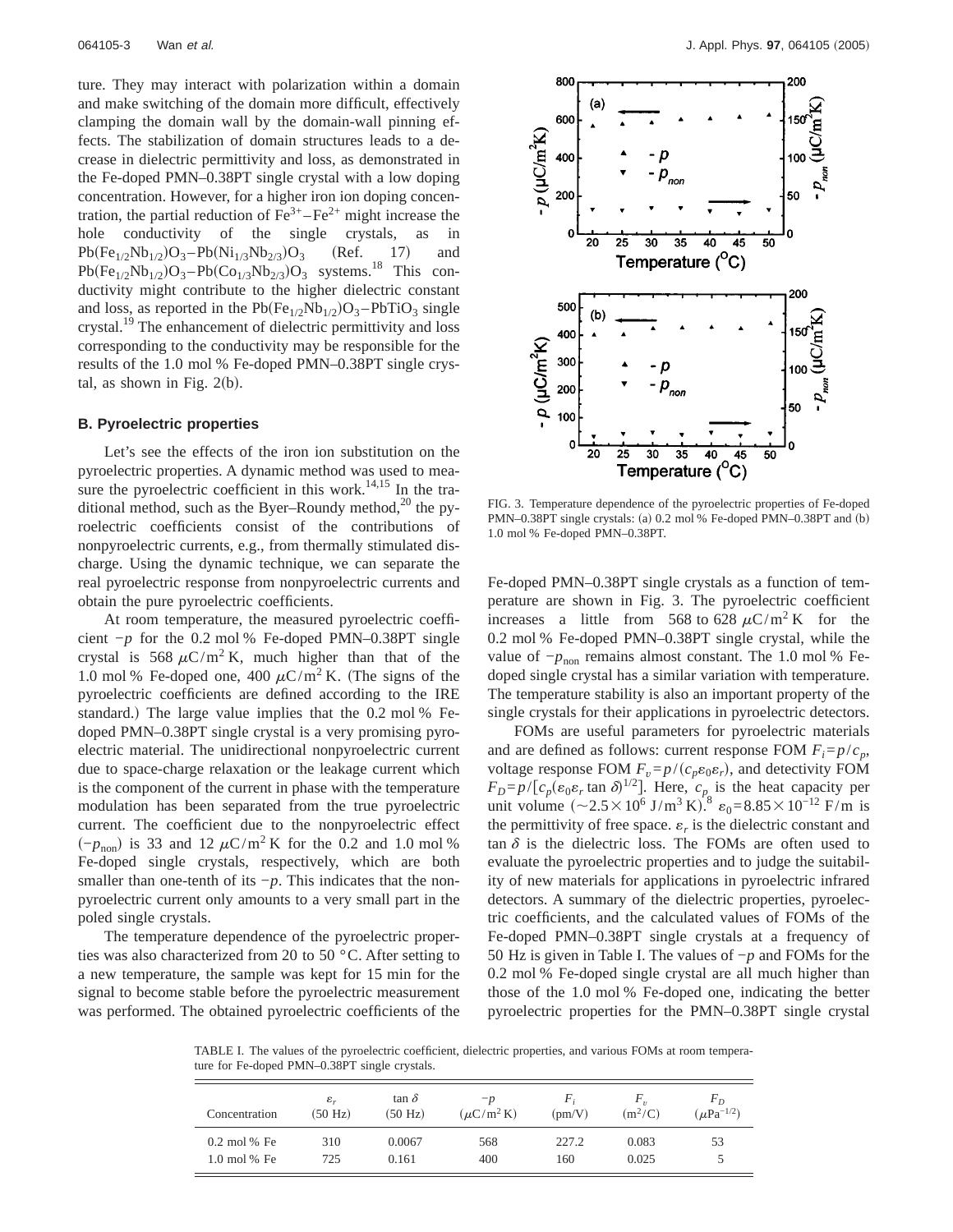ture. They may interact with polarization within a domain and make switching of the domain more difficult, effectively clamping the domain wall by the domain-wall pinning effects. The stabilization of domain structures leads to a decrease in dielectric permittivity and loss, as demonstrated in the Fe-doped PMN–0.38PT single crystal with a low doping concentration. However, for a higher iron ion doping concentration, the partial reduction of $Fe^{3+}$–$Fe^{2+}$ might increase the hole conductivity of the single crystals, as in $Pb(Fe_{1/2}Nb_{1/2})O_3$–$Pb(Ni_{1/3}Nb_{2/3})O_3$ (Ref. 17) and $Pb(Fe_{1/2}Nb_{1/2})O_3$–$Pb(Co_{1/3}Nb_{2/3})O_3$ systems.[18] This conductivity might contribute to the higher dielectric constant and loss, as reported in the $Pb(Fe_{1/2}Nb_{1/2})O_3$–$PbTiO_3$ single crystal.[19] The enhancement of dielectric permittivity and loss corresponding to the conductivity may be responsible for the results of the 1.0 mol % Fe-doped PMN–0.38PT single crystal, as shown in Fig. 2(b).

### B. Pyroelectric properties

Let's see the effects of the iron ion substitution on the pyroelectric properties. A dynamic method was used to measure the pyroelectric coefficient in this work.[14,15] In the traditional method, such as the Byer–Roundy method,[20] the pyroelectric coefficients consist of the contributions of nonpyroelectric currents, e.g., from thermally stimulated discharge. Using the dynamic technique, we can separate the real pyroelectric response from nonpyroelectric currents and obtain the pure pyroelectric coefficients.

At room temperature, the measured pyroelectric coefficient $-p$ for the 0.2 mol % Fe-doped PMN–0.38PT single crystal is 568 $\mu C/m^2 K$, much higher than that of the 1.0 mol % Fe-doped one, 400 $\mu C/m^2 K$. (The signs of the pyroelectric coefficients are defined according to the IRE standard.) The large value implies that the 0.2 mol % Fe-doped PMN–0.38PT single crystal is a very promising pyroelectric material. The unidirectional nonpyroelectric current due to space-charge relaxation or the leakage current which is the component of the current in phase with the temperature modulation has been separated from the true pyroelectric current. The coefficient due to the nonpyroelectric effect ($-p_{non}$) is 33 and 12 $\mu C/m^2 K$ for the 0.2 and 1.0 mol % Fe-doped single crystals, respectively, which are both smaller than one-tenth of its $-p$. This indicates that the nonpyroelectric current only amounts to a very small part in the poled single crystals.

The temperature dependence of the pyroelectric properties was also characterized from 20 to 50 °C. After setting to a new temperature, the sample was kept for 15 min for the signal to become stable before the pyroelectric measurement was performed. The obtained pyroelectric coefficients of the Fe-doped PMN–0.38PT single crystals as a function of temperature are shown in Fig. 3. The pyroelectric coefficient increases a little from 568 to 628 $\mu C/m^2 K$ for the 0.2 mol % Fe-doped PMN–0.38PT single crystal, while the value of $-p_{non}$ remains almost constant. The 1.0 mol % Fe-doped single crystal has a similar variation with temperature. The temperature stability is also an important property of the single crystals for their applications in pyroelectric detectors.

FIG. 3. Temperature dependence of the pyroelectric properties of Fe-doped PMN–0.38PT single crystals: (a) 0.2 mol % Fe-doped PMN–0.38PT and (b) 1.0 mol % Fe-doped PMN–0.38PT.

FOMs are useful parameters for pyroelectric materials and are defined as follows: current response FOM $F_i = p/c_p$, voltage response FOM $F_v = p/(c_p \varepsilon_0 \varepsilon_r)$, and detectivity FOM $F_D = p/[c_p(\varepsilon_0 \varepsilon_r \tan \delta)^{1/2}]$. Here, $c_p$ is the heat capacity per unit volume ($\sim 2.5 \times 10^6$ J/m$^3$ K).[8] $\varepsilon_0 = 8.85 \times 10^{-12}$ F/m is the permittivity of free space. $\varepsilon_r$ is the dielectric constant and $\tan \delta$ is the dielectric loss. The FOMs are often used to evaluate the pyroelectric properties and to judge the suitability of new materials for applications in pyroelectric infrared detectors. A summary of the dielectric properties, pyroelectric coefficients, and the calculated values of FOMs of the Fe-doped PMN–0.38PT single crystals at a frequency of 50 Hz is given in Table I. The values of $-p$ and FOMs for the 0.2 mol % Fe-doped single crystal are all much higher than those of the 1.0 mol % Fe-doped one, indicating the better pyroelectric properties for the PMN–0.38PT single crystal

TABLE I. The values of the pyroelectric coefficient, dielectric properties, and various FOMs at room temperature for Fe-doped PMN–0.38PT single crystals.

| Concentration | $\varepsilon_r$ (50 Hz) | $\tan \delta$ (50 Hz) | $-p$ ($\mu C/m^2 K$) | $F_i$ (pm/V) | $F_v$ ($m^2/C$) | $F_D$ ($\mu Pa^{-1/2}$) |
|---|---|---|---|---|---|---|
| 0.2 mol % Fe | 310 | 0.0067 | 568 | 227.2 | 0.083 | 53 |
| 1.0 mol % Fe | 725 | 0.161 | 400 | 160 | 0.025 | 5 |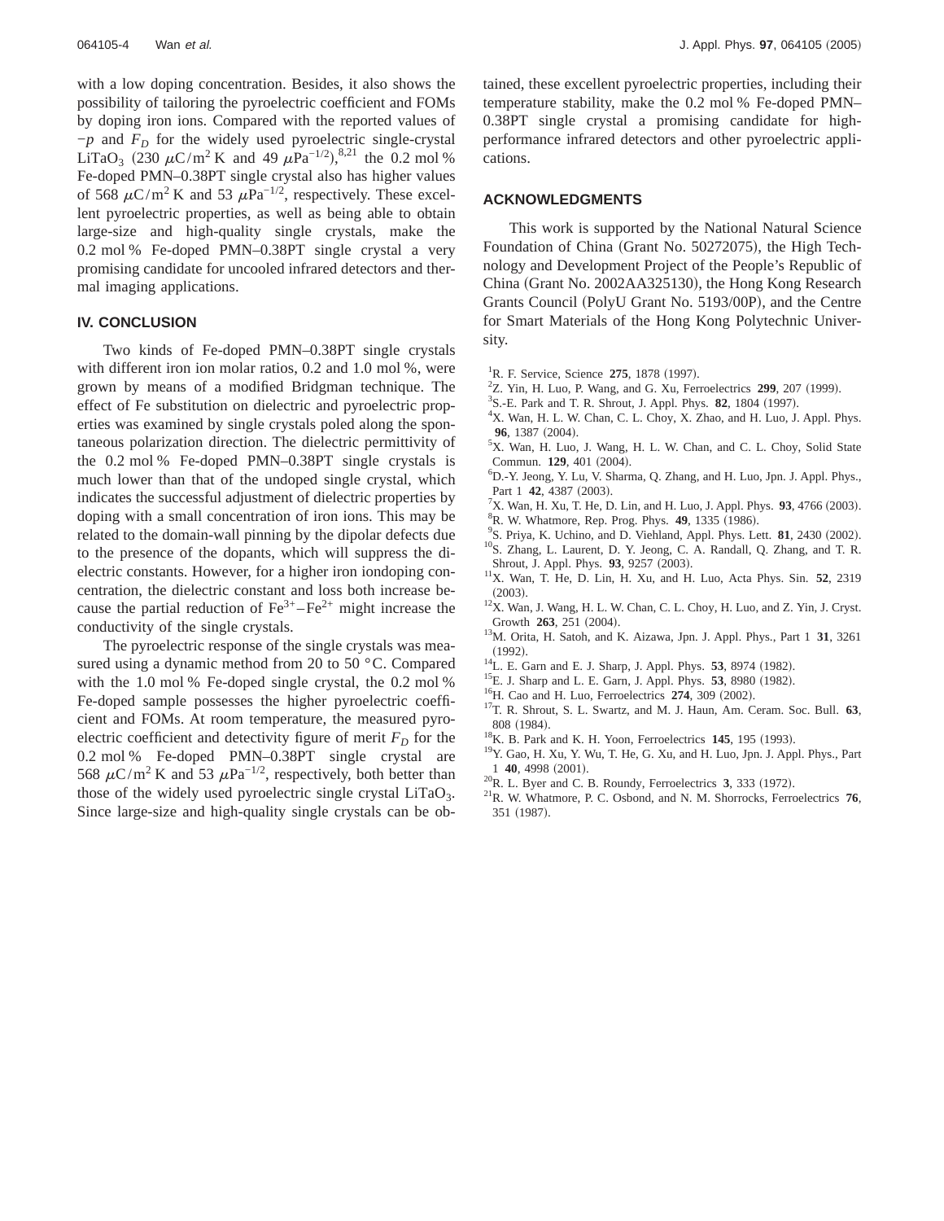with a low doping concentration. Besides, it also shows the possibility of tailoring the pyroelectric coefficient and FOMs by doping iron ions. Compared with the reported values of $-p$ and $F_D$ for the widely used pyroelectric single-crystal $LiTaO_3$ ($230\ \mu C/m^2\ K$ and $49\ \mu Pa^{-1/2}$),[8,21] the 0.2 mol % Fe-doped PMN–0.38PT single crystal also has higher values of $568\ \mu C/m^2\ K$ and $53\ \mu Pa^{-1/2}$, respectively. These excellent pyroelectric properties, as well as being able to obtain large-size and high-quality single crystals, make the 0.2 mol % Fe-doped PMN–0.38PT single crystal a very promising candidate for uncooled infrared detectors and thermal imaging applications.

## IV. CONCLUSION

Two kinds of Fe-doped PMN–0.38PT single crystals with different iron ion molar ratios, 0.2 and 1.0 mol %, were grown by means of a modified Bridgman technique. The effect of Fe substitution on dielectric and pyroelectric properties was examined by single crystals poled along the spontaneous polarization direction. The dielectric permittivity of the 0.2 mol % Fe-doped PMN–0.38PT single crystals is much lower than that of the undoped single crystal, which indicates the successful adjustment of dielectric properties by doping with a small concentration of iron ions. This may be related to the domain-wall pinning by the dipolar defects due to the presence of the dopants, which will suppress the dielectric constants. However, for a higher iron iondoping concentration, the dielectric constant and loss both increase because the partial reduction of $Fe^{3+}$–$Fe^{2+}$ might increase the conductivity of the single crystals.

The pyroelectric response of the single crystals was measured using a dynamic method from 20 to 50 °C. Compared with the 1.0 mol % Fe-doped single crystal, the 0.2 mol % Fe-doped sample possesses the higher pyroelectric coefficient and FOMs. At room temperature, the measured pyroelectric coefficient and detectivity figure of merit $F_D$ for the 0.2 mol % Fe-doped PMN–0.38PT single crystal are $568\ \mu C/m^2\ K$ and $53\ \mu Pa^{-1/2}$, respectively, both better than those of the widely used pyroelectric single crystal $LiTaO_3$. Since large-size and high-quality single crystals can be obtained, these excellent pyroelectric properties, including their temperature stability, make the 0.2 mol % Fe-doped PMN–0.38PT single crystal a promising candidate for high-performance infrared detectors and other pyroelectric applications.

## ACKNOWLEDGMENTS

This work is supported by the National Natural Science Foundation of China (Grant No. 50272075), the High Technology and Development Project of the People's Republic of China (Grant No. 2002AA325130), the Hong Kong Research Grants Council (PolyU Grant No. 5193/00P), and the Centre for Smart Materials of the Hong Kong Polytechnic University.

[1] R. F. Service, Science **275**, 1878 (1997).
[2] Z. Yin, H. Luo, P. Wang, and G. Xu, Ferroelectrics **299**, 207 (1999).
[3] S.-E. Park and T. R. Shrout, J. Appl. Phys. **82**, 1804 (1997).
[4] X. Wan, H. L. W. Chan, C. L. Choy, X. Zhao, and H. Luo, J. Appl. Phys. **96**, 1387 (2004).
[5] X. Wan, H. Luo, J. Wang, H. L. W. Chan, and C. L. Choy, Solid State Commun. **129**, 401 (2004).
[6] D.-Y. Jeong, Y. Lu, V. Sharma, Q. Zhang, and H. Luo, Jpn. J. Appl. Phys., Part 1 **42**, 4387 (2003).
[7] X. Wan, H. Xu, T. He, D. Lin, and H. Luo, J. Appl. Phys. **93**, 4766 (2003).
[8] R. W. Whatmore, Rep. Prog. Phys. **49**, 1335 (1986).
[9] S. Priya, K. Uchino, and D. Viehland, Appl. Phys. Lett. **81**, 2430 (2002).
[10] S. Zhang, L. Laurent, D. Y. Jeong, C. A. Randall, Q. Zhang, and T. R. Shrout, J. Appl. Phys. **93**, 9257 (2003).
[11] X. Wan, T. He, D. Lin, H. Xu, and H. Luo, Acta Phys. Sin. **52**, 2319 (2003).
[12] X. Wan, J. Wang, H. L. W. Chan, C. L. Choy, H. Luo, and Z. Yin, J. Cryst. Growth **263**, 251 (2004).
[13] M. Orita, H. Satoh, and K. Aizawa, Jpn. J. Appl. Phys., Part 1 **31**, 3261 (1992).
[14] L. E. Garn and E. J. Sharp, J. Appl. Phys. **53**, 8974 (1982).
[15] E. J. Sharp and L. E. Garn, J. Appl. Phys. **53**, 8980 (1982).
[16] H. Cao and H. Luo, Ferroelectrics **274**, 309 (2002).
[17] T. R. Shrout, S. L. Swartz, and M. J. Haun, Am. Ceram. Soc. Bull. **63**, 808 (1984).
[18] K. B. Park and K. H. Yoon, Ferroelectrics **145**, 195 (1993).
[19] Y. Gao, H. Xu, Y. Wu, T. He, G. Xu, and H. Luo, Jpn. J. Appl. Phys., Part 1 **40**, 4998 (2001).
[20] R. L. Byer and C. B. Roundy, Ferroelectrics **3**, 333 (1972).
[21] R. W. Whatmore, P. C. Osbond, and N. M. Shorrocks, Ferroelectrics **76**, 351 (1987).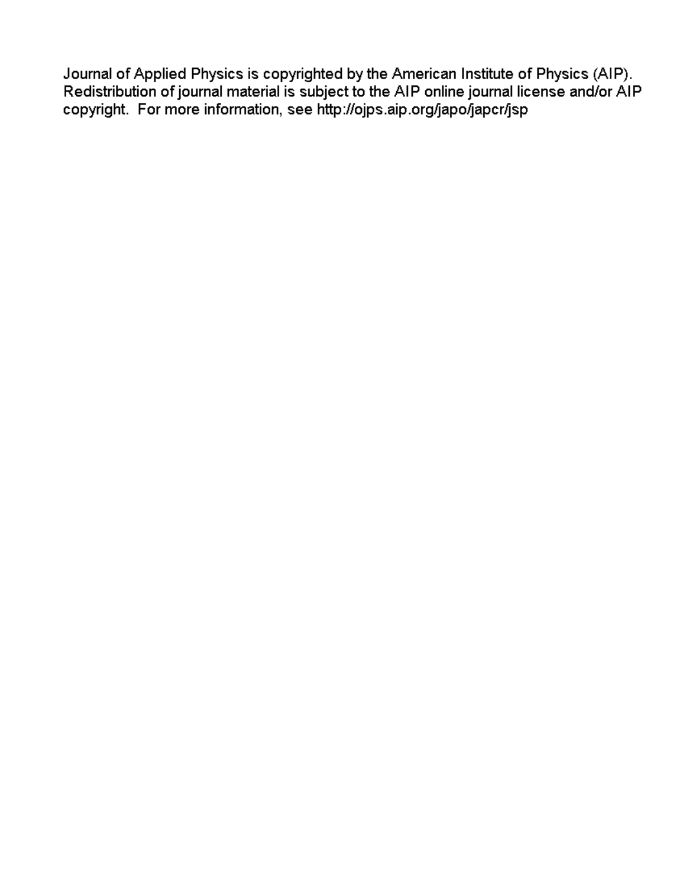Journal of Applied Physics is copyrighted by the American Institute of Physics (AIP). Redistribution of journal material is subject to the AIP online journal license and/or AIP copyright. For more information, see http://ojps.aip.org/japo/japcr/jsp